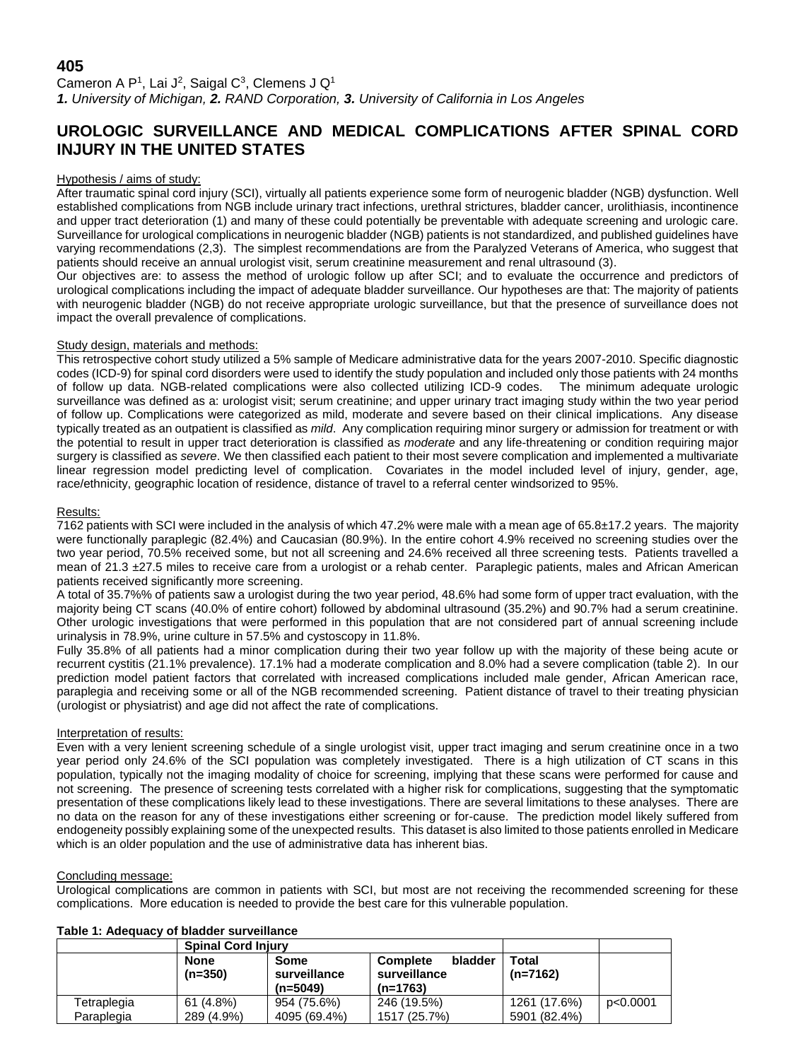**405**

Cameron A P[1], Lai J[2], Saigal C[3], Clemens J Q[1]

***1.*** *University of Michigan,* ***2.*** *RAND Corporation,* ***3.*** *University of California in Los Angeles*

# UROLOGIC SURVEILLANCE AND MEDICAL COMPLICATIONS AFTER SPINAL CORD INJURY IN THE UNITED STATES

## Hypothesis / aims of study:

After traumatic spinal cord injury (SCI), virtually all patients experience some form of neurogenic bladder (NGB) dysfunction. Well established complications from NGB include urinary tract infections, urethral strictures, bladder cancer, urolithiasis, incontinence and upper tract deterioration (1) and many of these could potentially be preventable with adequate screening and urologic care. Surveillance for urological complications in neurogenic bladder (NGB) patients is not standardized, and published guidelines have varying recommendations (2,3). The simplest recommendations are from the Paralyzed Veterans of America, who suggest that patients should receive an annual urologist visit, serum creatinine measurement and renal ultrasound (3).

Our objectives are: to assess the method of urologic follow up after SCI; and to evaluate the occurrence and predictors of urological complications including the impact of adequate bladder surveillance. Our hypotheses are that: The majority of patients with neurogenic bladder (NGB) do not receive appropriate urologic surveillance, but that the presence of surveillance does not impact the overall prevalence of complications.

## Study design, materials and methods:

This retrospective cohort study utilized a 5% sample of Medicare administrative data for the years 2007-2010. Specific diagnostic codes (ICD-9) for spinal cord disorders were used to identify the study population and included only those patients with 24 months of follow up data. NGB-related complications were also collected utilizing ICD-9 codes. The minimum adequate urologic surveillance was defined as a: urologist visit; serum creatinine; and upper urinary tract imaging study within the two year period of follow up. Complications were categorized as mild, moderate and severe based on their clinical implications. Any disease typically treated as an outpatient is classified as *mild*. Any complication requiring minor surgery or admission for treatment or with the potential to result in upper tract deterioration is classified as *moderate* and any life-threatening or condition requiring major surgery is classified as *severe*. We then classified each patient to their most severe complication and implemented a multivariate linear regression model predicting level of complication. Covariates in the model included level of injury, gender, age, race/ethnicity, geographic location of residence, distance of travel to a referral center windsorized to 95%.

## Results:

7162 patients with SCI were included in the analysis of which 47.2% were male with a mean age of 65.8±17.2 years. The majority were functionally paraplegic (82.4%) and Caucasian (80.9%). In the entire cohort 4.9% received no screening studies over the two year period, 70.5% received some, but not all screening and 24.6% received all three screening tests. Patients travelled a mean of 21.3 ±27.5 miles to receive care from a urologist or a rehab center. Paraplegic patients, males and African American patients received significantly more screening.

A total of 35.7%% of patients saw a urologist during the two year period, 48.6% had some form of upper tract evaluation, with the majority being CT scans (40.0% of entire cohort) followed by abdominal ultrasound (35.2%) and 90.7% had a serum creatinine. Other urologic investigations that were performed in this population that are not considered part of annual screening include urinalysis in 78.9%, urine culture in 57.5% and cystoscopy in 11.8%.

Fully 35.8% of all patients had a minor complication during their two year follow up with the majority of these being acute or recurrent cystitis (21.1% prevalence). 17.1% had a moderate complication and 8.0% had a severe complication (table 2). In our prediction model patient factors that correlated with increased complications included male gender, African American race, paraplegia and receiving some or all of the NGB recommended screening. Patient distance of travel to their treating physician (urologist or physiatrist) and age did not affect the rate of complications.

## Interpretation of results:

Even with a very lenient screening schedule of a single urologist visit, upper tract imaging and serum creatinine once in a two year period only 24.6% of the SCI population was completely investigated. There is a high utilization of CT scans in this population, typically not the imaging modality of choice for screening, implying that these scans were performed for cause and not screening. The presence of screening tests correlated with a higher risk for complications, suggesting that the symptomatic presentation of these complications likely lead to these investigations. There are several limitations to these analyses. There are no data on the reason for any of these investigations either screening or for-cause. The prediction model likely suffered from endogeneity possibly explaining some of the unexpected results. This dataset is also limited to those patients enrolled in Medicare which is an older population and the use of administrative data has inherent bias.

## Concluding message:

Urological complications are common in patients with SCI, but most are not receiving the recommended screening for these complications. More education is needed to provide the best care for this vulnerable population.

**Table 1: Adequacy of bladder surveillance**

| | **Spinal Cord Injury** | | | | |
|---|---|---|---|---|---|
| | **None (n=350)** | **Some surveillance (n=5049)** | **Complete bladder surveillance (n=1763)** | **Total (n=7162)** | |
| Tetraplegia | 61 (4.8%) | 954 (75.6%) | 246 (19.5%) | 1261 (17.6%) | p<0.0001 |
| Paraplegia | 289 (4.9%) | 4095 (69.4%) | 1517 (25.7%) | 5901 (82.4%) | |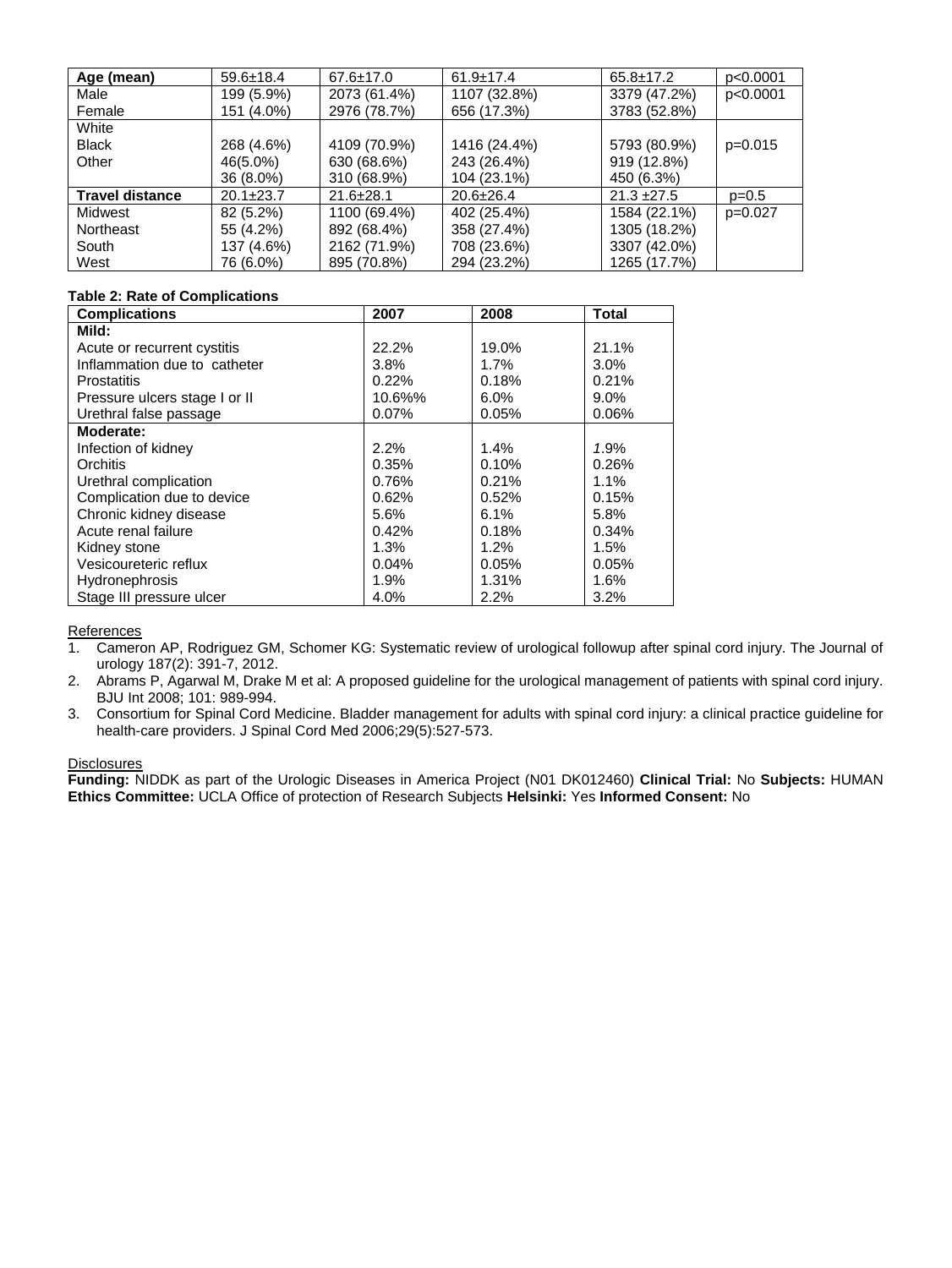| | | | | | |
|---|---|---|---|---|---|
| **Age (mean)** | 59.6±18.4 | 67.6±17.0 | 61.9±17.4 | 65.8±17.2 | p<0.0001 |
| Male | 199 (5.9%) | 2073 (61.4%) | 1107 (32.8%) | 3379 (47.2%) | p<0.0001 |
| Female | 151 (4.0%) | 2976 (78.7%) | 656 (17.3%) | 3783 (52.8%) | |
| White | | | | | |
| Black | 268 (4.6%) | 4109 (70.9%) | 1416 (24.4%) | 5793 (80.9%) | p=0.015 |
| Other | 46(5.0%) | 630 (68.6%) | 243 (26.4%) | 919 (12.8%) | |
| | 36 (8.0%) | 310 (68.9%) | 104 (23.1%) | 450 (6.3%) | |
| **Travel distance** | 20.1±23.7 | 21.6±28.1 | 20.6±26.4 | 21.3 ±27.5 | p=0.5 |
| Midwest | 82 (5.2%) | 1100 (69.4%) | 402 (25.4%) | 1584 (22.1%) | p=0.027 |
| Northeast | 55 (4.2%) | 892 (68.4%) | 358 (27.4%) | 1305 (18.2%) | |
| South | 137 (4.6%) | 2162 (71.9%) | 708 (23.6%) | 3307 (42.0%) | |
| West | 76 (6.0%) | 895 (70.8%) | 294 (23.2%) | 1265 (17.7%) | |

**Table 2: Rate of Complications**

| Complications | 2007 | 2008 | Total |
|---|---|---|---|
| **Mild:** | | | |
| Acute or recurrent cystitis | 22.2% | 19.0% | 21.1% |
| Inflammation due to catheter | 3.8% | 1.7% | 3.0% |
| Prostatitis | 0.22% | 0.18% | 0.21% |
| Pressure ulcers stage I or II | 10.6%% | 6.0% | 9.0% |
| Urethral false passage | 0.07% | 0.05% | 0.06% |
| **Moderate:** | | | |
| Infection of kidney | 2.2% | 1.4% | 1.9% |
| Orchitis | 0.35% | 0.10% | 0.26% |
| Urethral complication | 0.76% | 0.21% | 1.1% |
| Complication due to device | 0.62% | 0.52% | 0.15% |
| Chronic kidney disease | 5.6% | 6.1% | 5.8% |
| Acute renal failure | 0.42% | 0.18% | 0.34% |
| Kidney stone | 1.3% | 1.2% | 1.5% |
| Vesicoureteric reflux | 0.04% | 0.05% | 0.05% |
| Hydronephrosis | 1.9% | 1.31% | 1.6% |
| Stage III pressure ulcer | 4.0% | 2.2% | 3.2% |

References

1. Cameron AP, Rodriguez GM, Schomer KG: Systematic review of urological followup after spinal cord injury. The Journal of urology 187(2): 391-7, 2012.
2. Abrams P, Agarwal M, Drake M et al: A proposed guideline for the urological management of patients with spinal cord injury. BJU Int 2008; 101: 989-994.
3. Consortium for Spinal Cord Medicine. Bladder management for adults with spinal cord injury: a clinical practice guideline for health-care providers. J Spinal Cord Med 2006;29(5):527-573.

Disclosures

**Funding:** NIDDK as part of the Urologic Diseases in America Project (N01 DK012460) **Clinical Trial:** No **Subjects:** HUMAN **Ethics Committee:** UCLA Office of protection of Research Subjects **Helsinki:** Yes **Informed Consent:** No